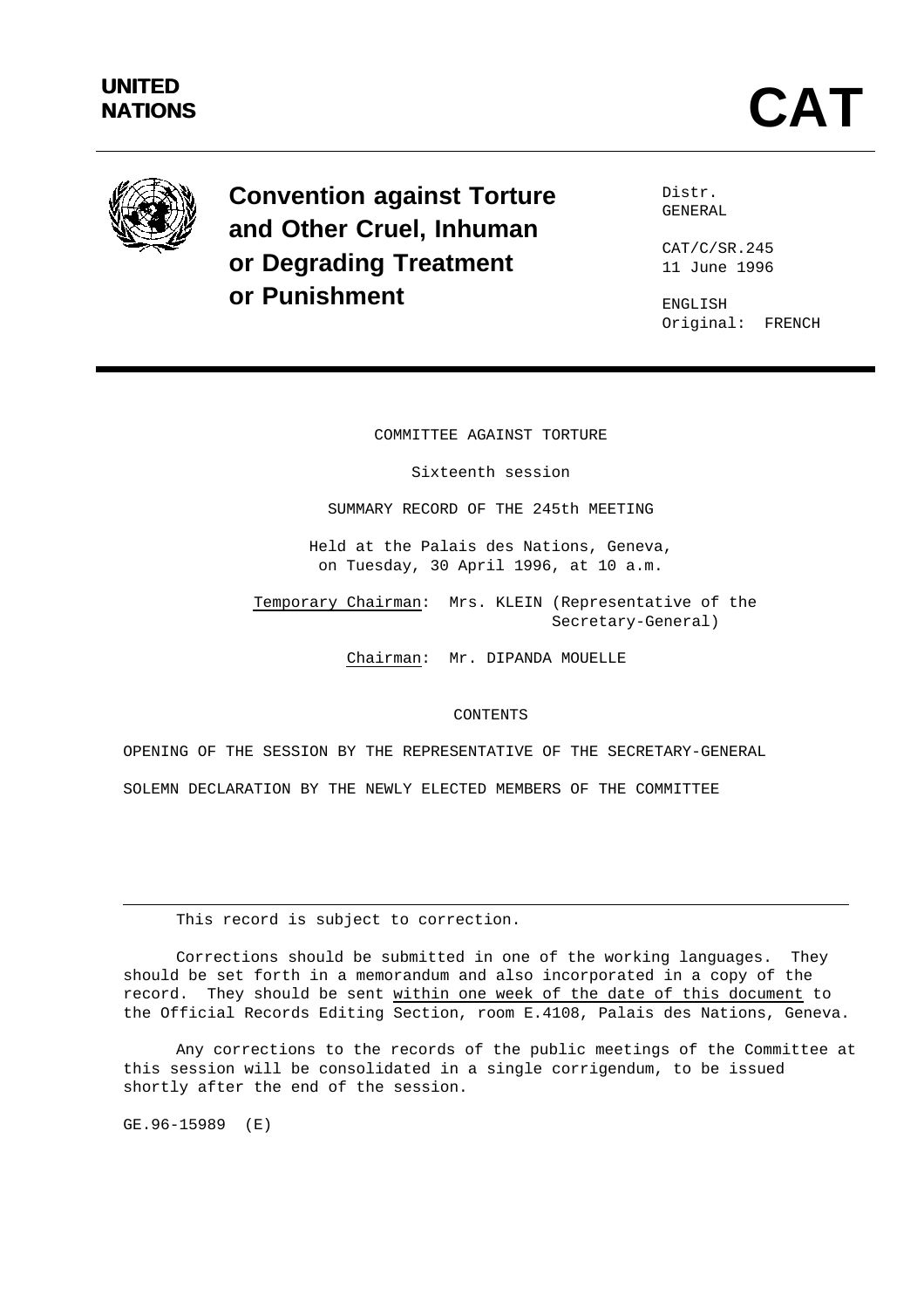**UNITED NATIONS**

# CAT

## Convention against Torture and Other Cruel, Inhuman or Degrading Treatment or Punishment

Distr.
GENERAL

CAT/C/SR.245
11 June 1996

ENGLISH
Original: FRENCH

COMMITTEE AGAINST TORTURE

Sixteenth session

SUMMARY RECORD OF THE 245th MEETING

Held at the Palais des Nations, Geneva,
on Tuesday, 30 April 1996, at 10 a.m.

Temporary Chairman: Mrs. KLEIN (Representative of the Secretary-General)

Chairman: Mr. DIPANDA MOUELLE

CONTENTS

OPENING OF THE SESSION BY THE REPRESENTATIVE OF THE SECRETARY-GENERAL

SOLEMN DECLARATION BY THE NEWLY ELECTED MEMBERS OF THE COMMITTEE

---

This record is subject to correction.

Corrections should be submitted in one of the working languages. They should be set forth in a memorandum and also incorporated in a copy of the record. They should be sent within one week of the date of this document to the Official Records Editing Section, room E.4108, Palais des Nations, Geneva.

Any corrections to the records of the public meetings of the Committee at this session will be consolidated in a single corrigendum, to be issued shortly after the end of the session.

GE.96-15989 (E)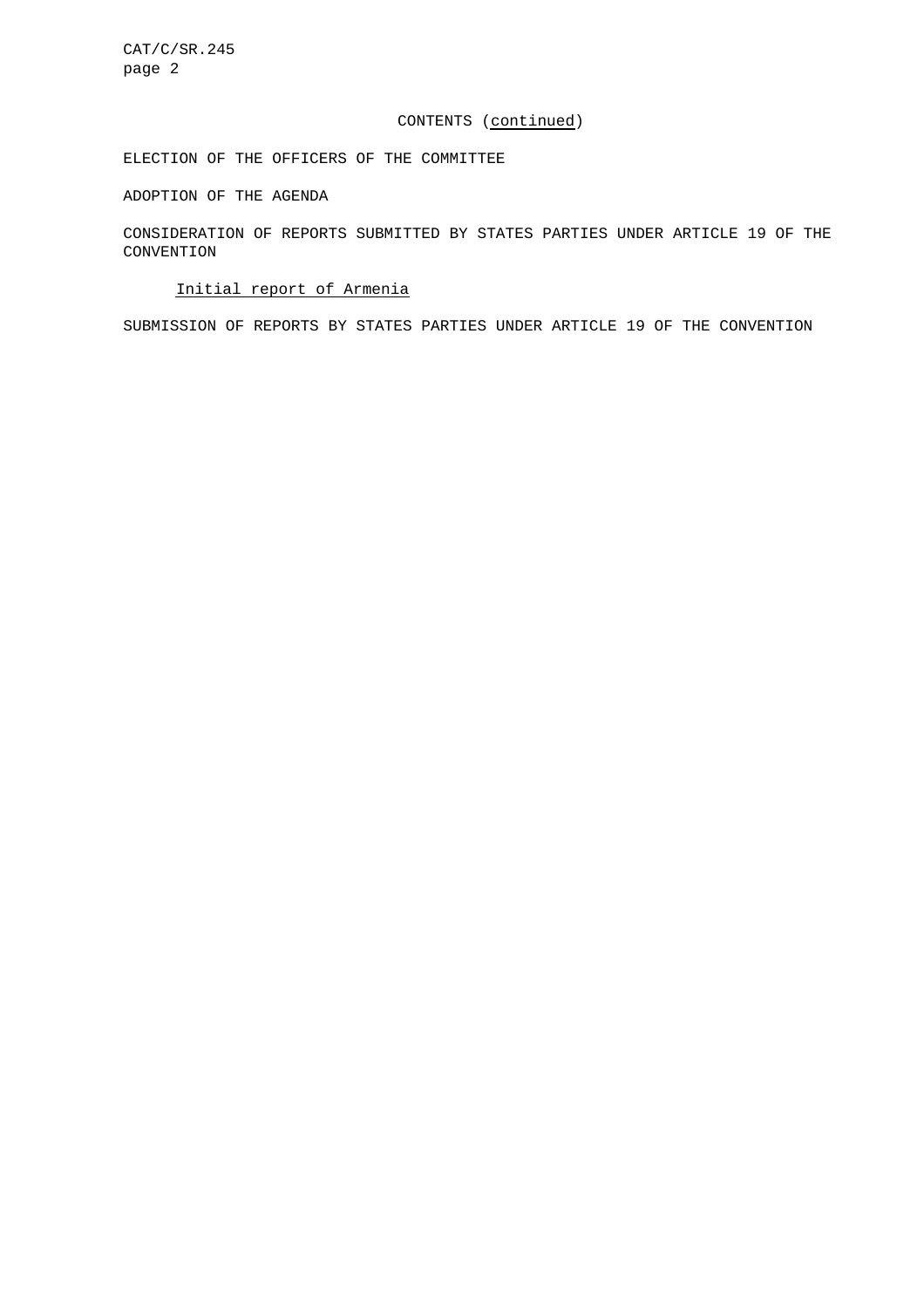CONTENTS (*continued*)

ELECTION OF THE OFFICERS OF THE COMMITTEE

ADOPTION OF THE AGENDA

CONSIDERATION OF REPORTS SUBMITTED BY STATES PARTIES UNDER ARTICLE 19 OF THE CONVENTION

*Initial report of Armenia*

SUBMISSION OF REPORTS BY STATES PARTIES UNDER ARTICLE 19 OF THE CONVENTION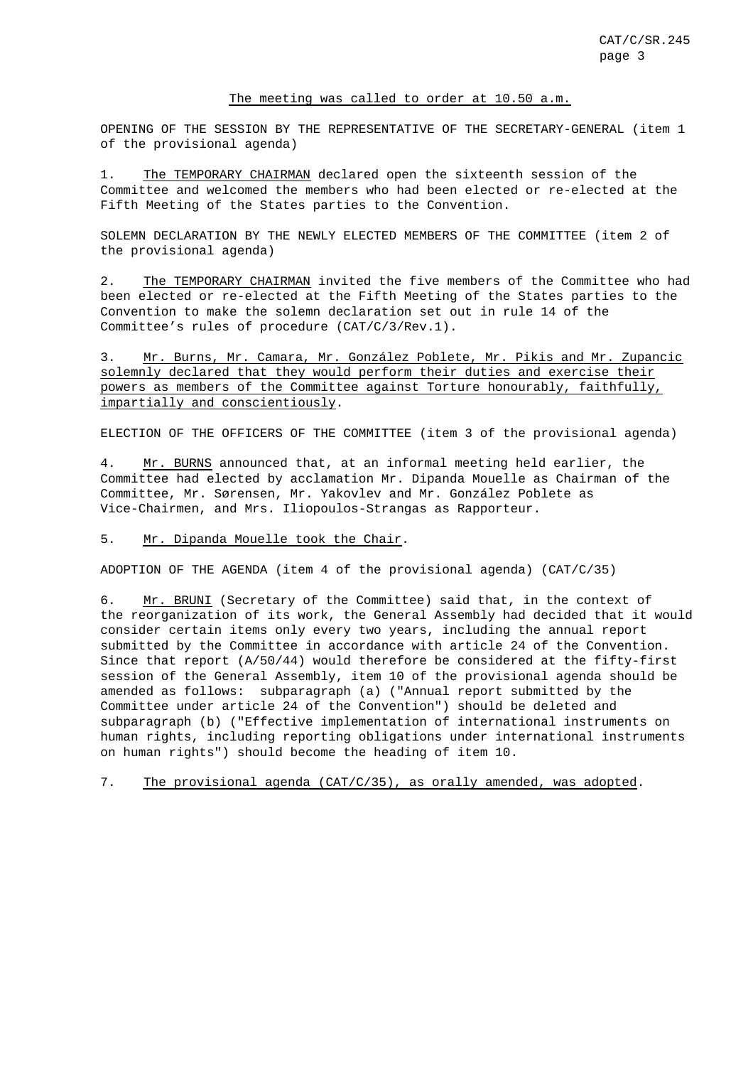The meeting was called to order at 10.50 a.m.

OPENING OF THE SESSION BY THE REPRESENTATIVE OF THE SECRETARY-GENERAL (item 1 of the provisional agenda)

1. The TEMPORARY CHAIRMAN declared open the sixteenth session of the Committee and welcomed the members who had been elected or re-elected at the Fifth Meeting of the States parties to the Convention.

SOLEMN DECLARATION BY THE NEWLY ELECTED MEMBERS OF THE COMMITTEE (item 2 of the provisional agenda)

2. The TEMPORARY CHAIRMAN invited the five members of the Committee who had been elected or re-elected at the Fifth Meeting of the States parties to the Convention to make the solemn declaration set out in rule 14 of the Committee's rules of procedure (CAT/C/3/Rev.1).

3. Mr. Burns, Mr. Camara, Mr. González Poblete, Mr. Pikis and Mr. Zupancic solemnly declared that they would perform their duties and exercise their powers as members of the Committee against Torture honourably, faithfully, impartially and conscientiously.

ELECTION OF THE OFFICERS OF THE COMMITTEE (item 3 of the provisional agenda)

4. Mr. BURNS announced that, at an informal meeting held earlier, the Committee had elected by acclamation Mr. Dipanda Mouelle as Chairman of the Committee, Mr. Sørensen, Mr. Yakovlev and Mr. González Poblete as Vice-Chairmen, and Mrs. Iliopoulos-Strangas as Rapporteur.

5. Mr. Dipanda Mouelle took the Chair.

ADOPTION OF THE AGENDA (item 4 of the provisional agenda) (CAT/C/35)

6. Mr. BRUNI (Secretary of the Committee) said that, in the context of the reorganization of its work, the General Assembly had decided that it would consider certain items only every two years, including the annual report submitted by the Committee in accordance with article 24 of the Convention. Since that report (A/50/44) would therefore be considered at the fifty-first session of the General Assembly, item 10 of the provisional agenda should be amended as follows: subparagraph (a) ("Annual report submitted by the Committee under article 24 of the Convention") should be deleted and subparagraph (b) ("Effective implementation of international instruments on human rights, including reporting obligations under international instruments on human rights") should become the heading of item 10.

7. The provisional agenda (CAT/C/35), as orally amended, was adopted.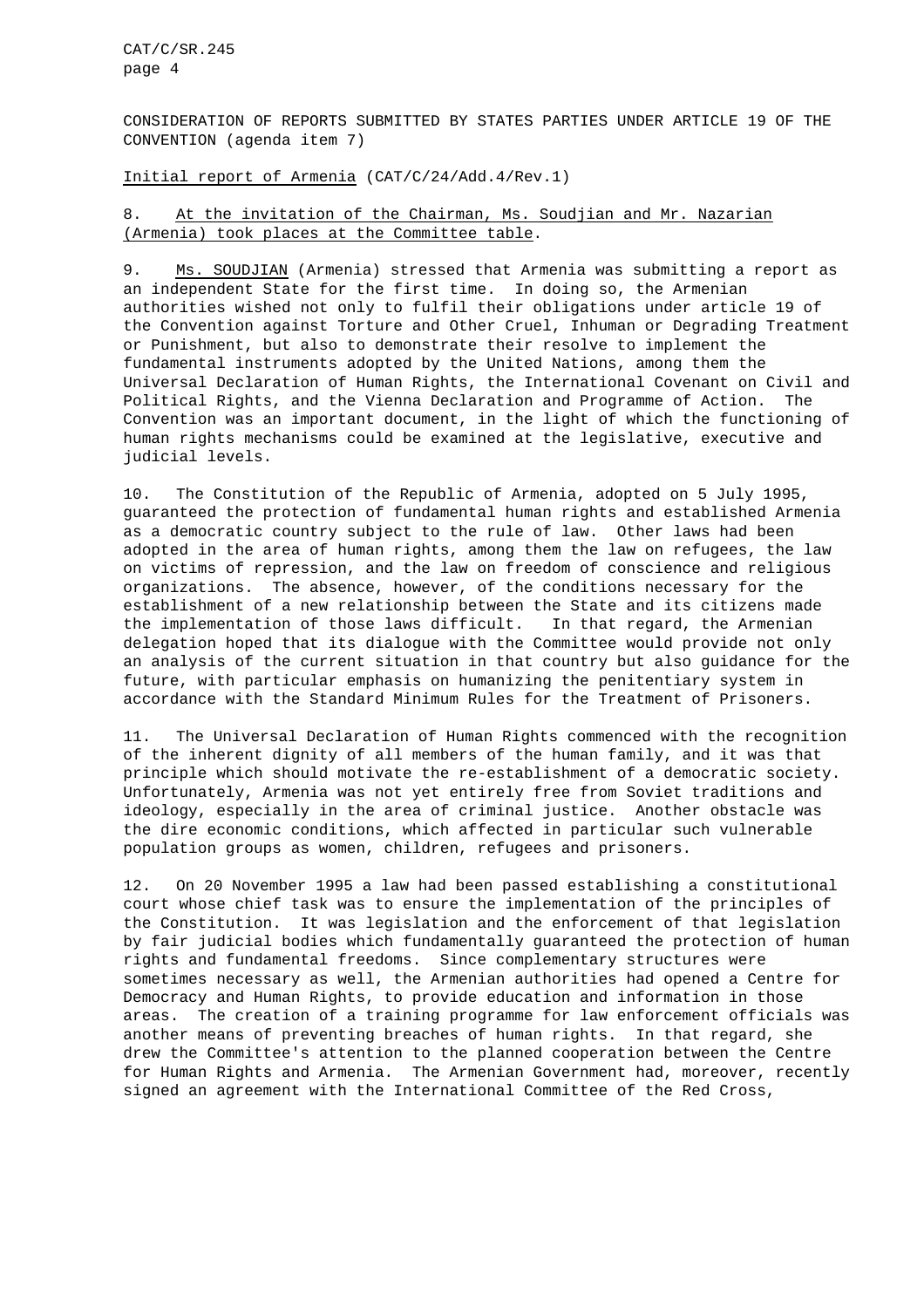CONSIDERATION OF REPORTS SUBMITTED BY STATES PARTIES UNDER ARTICLE 19 OF THE CONVENTION (agenda item 7)

Initial report of Armenia (CAT/C/24/Add.4/Rev.1)

8. At the invitation of the Chairman, Ms. Soudjian and Mr. Nazarian (Armenia) took places at the Committee table.

9. Ms. SOUDJIAN (Armenia) stressed that Armenia was submitting a report as an independent State for the first time. In doing so, the Armenian authorities wished not only to fulfil their obligations under article 19 of the Convention against Torture and Other Cruel, Inhuman or Degrading Treatment or Punishment, but also to demonstrate their resolve to implement the fundamental instruments adopted by the United Nations, among them the Universal Declaration of Human Rights, the International Covenant on Civil and Political Rights, and the Vienna Declaration and Programme of Action. The Convention was an important document, in the light of which the functioning of human rights mechanisms could be examined at the legislative, executive and judicial levels.

10. The Constitution of the Republic of Armenia, adopted on 5 July 1995, guaranteed the protection of fundamental human rights and established Armenia as a democratic country subject to the rule of law. Other laws had been adopted in the area of human rights, among them the law on refugees, the law on victims of repression, and the law on freedom of conscience and religious organizations. The absence, however, of the conditions necessary for the establishment of a new relationship between the State and its citizens made the implementation of those laws difficult. In that regard, the Armenian delegation hoped that its dialogue with the Committee would provide not only an analysis of the current situation in that country but also guidance for the future, with particular emphasis on humanizing the penitentiary system in accordance with the Standard Minimum Rules for the Treatment of Prisoners.

11. The Universal Declaration of Human Rights commenced with the recognition of the inherent dignity of all members of the human family, and it was that principle which should motivate the re-establishment of a democratic society. Unfortunately, Armenia was not yet entirely free from Soviet traditions and ideology, especially in the area of criminal justice. Another obstacle was the dire economic conditions, which affected in particular such vulnerable population groups as women, children, refugees and prisoners.

12. On 20 November 1995 a law had been passed establishing a constitutional court whose chief task was to ensure the implementation of the principles of the Constitution. It was legislation and the enforcement of that legislation by fair judicial bodies which fundamentally guaranteed the protection of human rights and fundamental freedoms. Since complementary structures were sometimes necessary as well, the Armenian authorities had opened a Centre for Democracy and Human Rights, to provide education and information in those areas. The creation of a training programme for law enforcement officials was another means of preventing breaches of human rights. In that regard, she drew the Committee's attention to the planned cooperation between the Centre for Human Rights and Armenia. The Armenian Government had, moreover, recently signed an agreement with the International Committee of the Red Cross,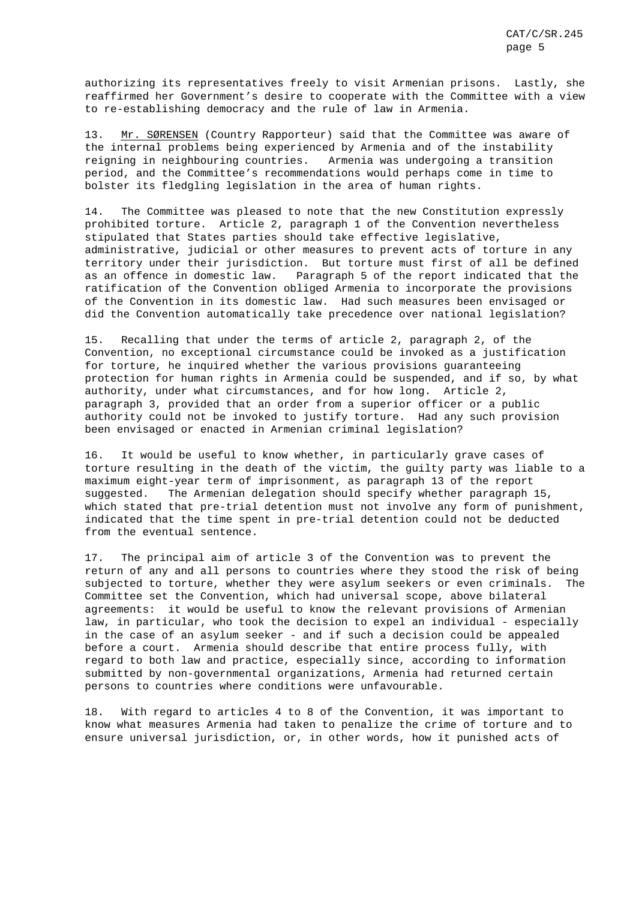authorizing its representatives freely to visit Armenian prisons. Lastly, she reaffirmed her Government's desire to cooperate with the Committee with a view to re-establishing democracy and the rule of law in Armenia.

13. Mr. SØRENSEN (Country Rapporteur) said that the Committee was aware of the internal problems being experienced by Armenia and of the instability reigning in neighbouring countries. Armenia was undergoing a transition period, and the Committee's recommendations would perhaps come in time to bolster its fledgling legislation in the area of human rights.

14. The Committee was pleased to note that the new Constitution expressly prohibited torture. Article 2, paragraph 1 of the Convention nevertheless stipulated that States parties should take effective legislative, administrative, judicial or other measures to prevent acts of torture in any territory under their jurisdiction. But torture must first of all be defined as an offence in domestic law. Paragraph 5 of the report indicated that the ratification of the Convention obliged Armenia to incorporate the provisions of the Convention in its domestic law. Had such measures been envisaged or did the Convention automatically take precedence over national legislation?

15. Recalling that under the terms of article 2, paragraph 2, of the Convention, no exceptional circumstance could be invoked as a justification for torture, he inquired whether the various provisions guaranteeing protection for human rights in Armenia could be suspended, and if so, by what authority, under what circumstances, and for how long. Article 2, paragraph 3, provided that an order from a superior officer or a public authority could not be invoked to justify torture. Had any such provision been envisaged or enacted in Armenian criminal legislation?

16. It would be useful to know whether, in particularly grave cases of torture resulting in the death of the victim, the guilty party was liable to a maximum eight-year term of imprisonment, as paragraph 13 of the report suggested. The Armenian delegation should specify whether paragraph 15, which stated that pre-trial detention must not involve any form of punishment, indicated that the time spent in pre-trial detention could not be deducted from the eventual sentence.

17. The principal aim of article 3 of the Convention was to prevent the return of any and all persons to countries where they stood the risk of being subjected to torture, whether they were asylum seekers or even criminals. The Committee set the Convention, which had universal scope, above bilateral agreements: it would be useful to know the relevant provisions of Armenian law, in particular, who took the decision to expel an individual - especially in the case of an asylum seeker - and if such a decision could be appealed before a court. Armenia should describe that entire process fully, with regard to both law and practice, especially since, according to information submitted by non-governmental organizations, Armenia had returned certain persons to countries where conditions were unfavourable.

18. With regard to articles 4 to 8 of the Convention, it was important to know what measures Armenia had taken to penalize the crime of torture and to ensure universal jurisdiction, or, in other words, how it punished acts of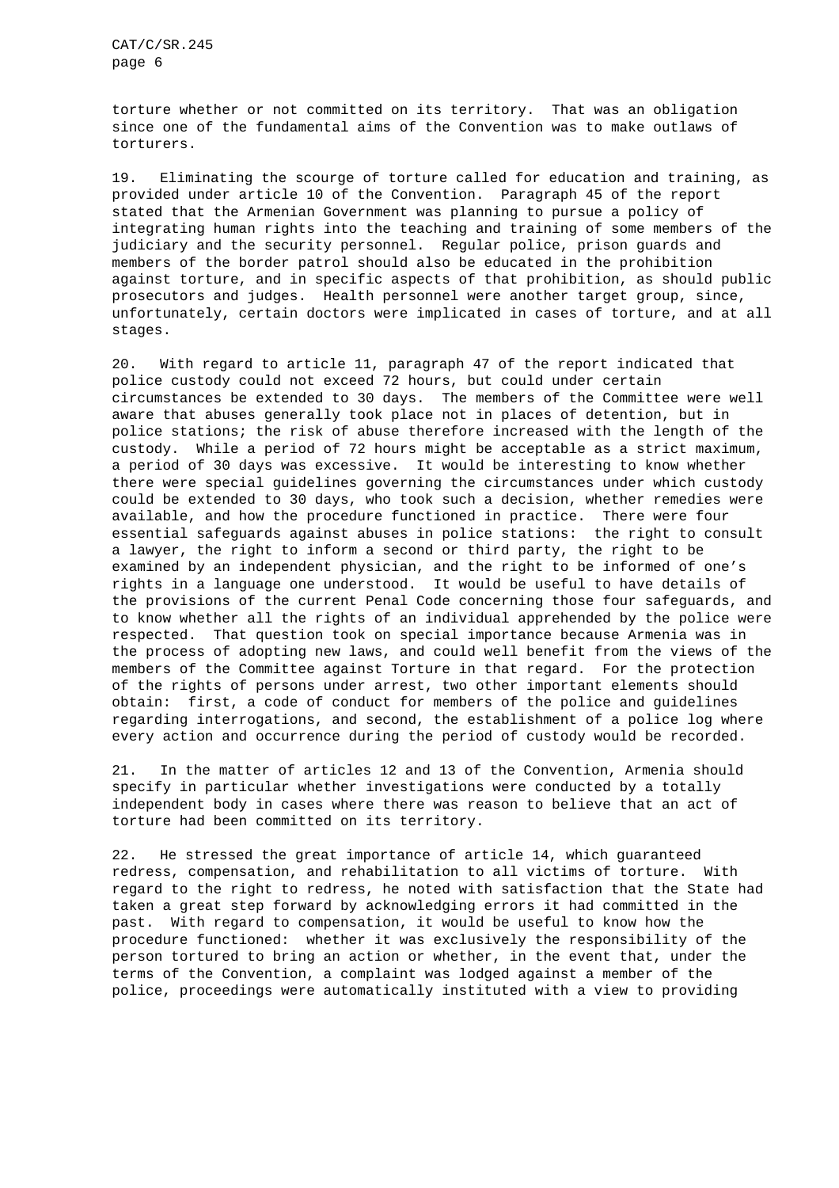torture whether or not committed on its territory. That was an obligation since one of the fundamental aims of the Convention was to make outlaws of torturers.

19. Eliminating the scourge of torture called for education and training, as provided under article 10 of the Convention. Paragraph 45 of the report stated that the Armenian Government was planning to pursue a policy of integrating human rights into the teaching and training of some members of the judiciary and the security personnel. Regular police, prison guards and members of the border patrol should also be educated in the prohibition against torture, and in specific aspects of that prohibition, as should public prosecutors and judges. Health personnel were another target group, since, unfortunately, certain doctors were implicated in cases of torture, and at all stages.

20. With regard to article 11, paragraph 47 of the report indicated that police custody could not exceed 72 hours, but could under certain circumstances be extended to 30 days. The members of the Committee were well aware that abuses generally took place not in places of detention, but in police stations; the risk of abuse therefore increased with the length of the custody. While a period of 72 hours might be acceptable as a strict maximum, a period of 30 days was excessive. It would be interesting to know whether there were special guidelines governing the circumstances under which custody could be extended to 30 days, who took such a decision, whether remedies were available, and how the procedure functioned in practice. There were four essential safeguards against abuses in police stations: the right to consult a lawyer, the right to inform a second or third party, the right to be examined by an independent physician, and the right to be informed of one's rights in a language one understood. It would be useful to have details of the provisions of the current Penal Code concerning those four safeguards, and to know whether all the rights of an individual apprehended by the police were respected. That question took on special importance because Armenia was in the process of adopting new laws, and could well benefit from the views of the members of the Committee against Torture in that regard. For the protection of the rights of persons under arrest, two other important elements should obtain: first, a code of conduct for members of the police and guidelines regarding interrogations, and second, the establishment of a police log where every action and occurrence during the period of custody would be recorded.

21. In the matter of articles 12 and 13 of the Convention, Armenia should specify in particular whether investigations were conducted by a totally independent body in cases where there was reason to believe that an act of torture had been committed on its territory.

22. He stressed the great importance of article 14, which guaranteed redress, compensation, and rehabilitation to all victims of torture. With regard to the right to redress, he noted with satisfaction that the State had taken a great step forward by acknowledging errors it had committed in the past. With regard to compensation, it would be useful to know how the procedure functioned: whether it was exclusively the responsibility of the person tortured to bring an action or whether, in the event that, under the terms of the Convention, a complaint was lodged against a member of the police, proceedings were automatically instituted with a view to providing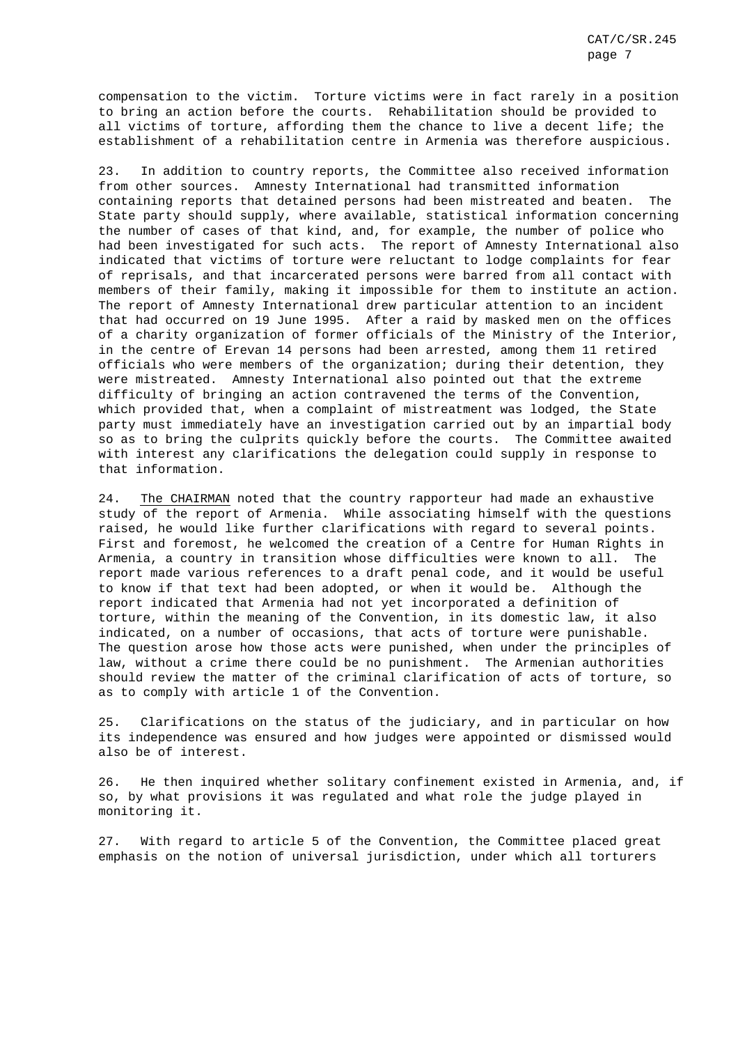compensation to the victim. Torture victims were in fact rarely in a position to bring an action before the courts. Rehabilitation should be provided to all victims of torture, affording them the chance to live a decent life; the establishment of a rehabilitation centre in Armenia was therefore auspicious.

23. In addition to country reports, the Committee also received information from other sources. Amnesty International had transmitted information containing reports that detained persons had been mistreated and beaten. The State party should supply, where available, statistical information concerning the number of cases of that kind, and, for example, the number of police who had been investigated for such acts. The report of Amnesty International also indicated that victims of torture were reluctant to lodge complaints for fear of reprisals, and that incarcerated persons were barred from all contact with members of their family, making it impossible for them to institute an action. The report of Amnesty International drew particular attention to an incident that had occurred on 19 June 1995. After a raid by masked men on the offices of a charity organization of former officials of the Ministry of the Interior, in the centre of Erevan 14 persons had been arrested, among them 11 retired officials who were members of the organization; during their detention, they were mistreated. Amnesty International also pointed out that the extreme difficulty of bringing an action contravened the terms of the Convention, which provided that, when a complaint of mistreatment was lodged, the State party must immediately have an investigation carried out by an impartial body so as to bring the culprits quickly before the courts. The Committee awaited with interest any clarifications the delegation could supply in response to that information.

24. The CHAIRMAN noted that the country rapporteur had made an exhaustive study of the report of Armenia. While associating himself with the questions raised, he would like further clarifications with regard to several points. First and foremost, he welcomed the creation of a Centre for Human Rights in Armenia, a country in transition whose difficulties were known to all. The report made various references to a draft penal code, and it would be useful to know if that text had been adopted, or when it would be. Although the report indicated that Armenia had not yet incorporated a definition of torture, within the meaning of the Convention, in its domestic law, it also indicated, on a number of occasions, that acts of torture were punishable. The question arose how those acts were punished, when under the principles of law, without a crime there could be no punishment. The Armenian authorities should review the matter of the criminal clarification of acts of torture, so as to comply with article 1 of the Convention.

25. Clarifications on the status of the judiciary, and in particular on how its independence was ensured and how judges were appointed or dismissed would also be of interest.

26. He then inquired whether solitary confinement existed in Armenia, and, if so, by what provisions it was regulated and what role the judge played in monitoring it.

27. With regard to article 5 of the Convention, the Committee placed great emphasis on the notion of universal jurisdiction, under which all torturers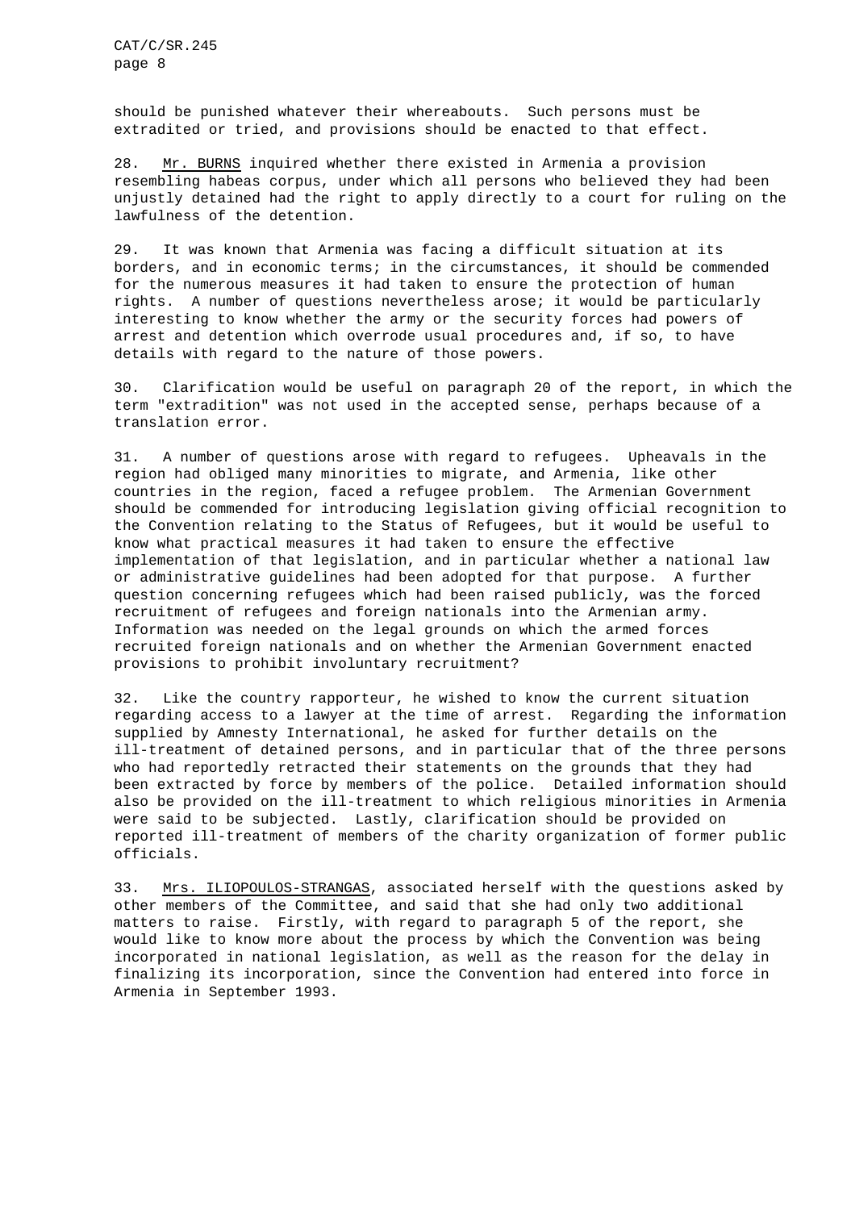should be punished whatever their whereabouts. Such persons must be extradited or tried, and provisions should be enacted to that effect.

28. Mr. BURNS inquired whether there existed in Armenia a provision resembling habeas corpus, under which all persons who believed they had been unjustly detained had the right to apply directly to a court for ruling on the lawfulness of the detention.

29. It was known that Armenia was facing a difficult situation at its borders, and in economic terms; in the circumstances, it should be commended for the numerous measures it had taken to ensure the protection of human rights. A number of questions nevertheless arose; it would be particularly interesting to know whether the army or the security forces had powers of arrest and detention which overrode usual procedures and, if so, to have details with regard to the nature of those powers.

30. Clarification would be useful on paragraph 20 of the report, in which the term "extradition" was not used in the accepted sense, perhaps because of a translation error.

31. A number of questions arose with regard to refugees. Upheavals in the region had obliged many minorities to migrate, and Armenia, like other countries in the region, faced a refugee problem. The Armenian Government should be commended for introducing legislation giving official recognition to the Convention relating to the Status of Refugees, but it would be useful to know what practical measures it had taken to ensure the effective implementation of that legislation, and in particular whether a national law or administrative guidelines had been adopted for that purpose. A further question concerning refugees which had been raised publicly, was the forced recruitment of refugees and foreign nationals into the Armenian army. Information was needed on the legal grounds on which the armed forces recruited foreign nationals and on whether the Armenian Government enacted provisions to prohibit involuntary recruitment?

32. Like the country rapporteur, he wished to know the current situation regarding access to a lawyer at the time of arrest. Regarding the information supplied by Amnesty International, he asked for further details on the ill-treatment of detained persons, and in particular that of the three persons who had reportedly retracted their statements on the grounds that they had been extracted by force by members of the police. Detailed information should also be provided on the ill-treatment to which religious minorities in Armenia were said to be subjected. Lastly, clarification should be provided on reported ill-treatment of members of the charity organization of former public officials.

33. Mrs. ILIOPOULOS-STRANGAS, associated herself with the questions asked by other members of the Committee, and said that she had only two additional matters to raise. Firstly, with regard to paragraph 5 of the report, she would like to know more about the process by which the Convention was being incorporated in national legislation, as well as the reason for the delay in finalizing its incorporation, since the Convention had entered into force in Armenia in September 1993.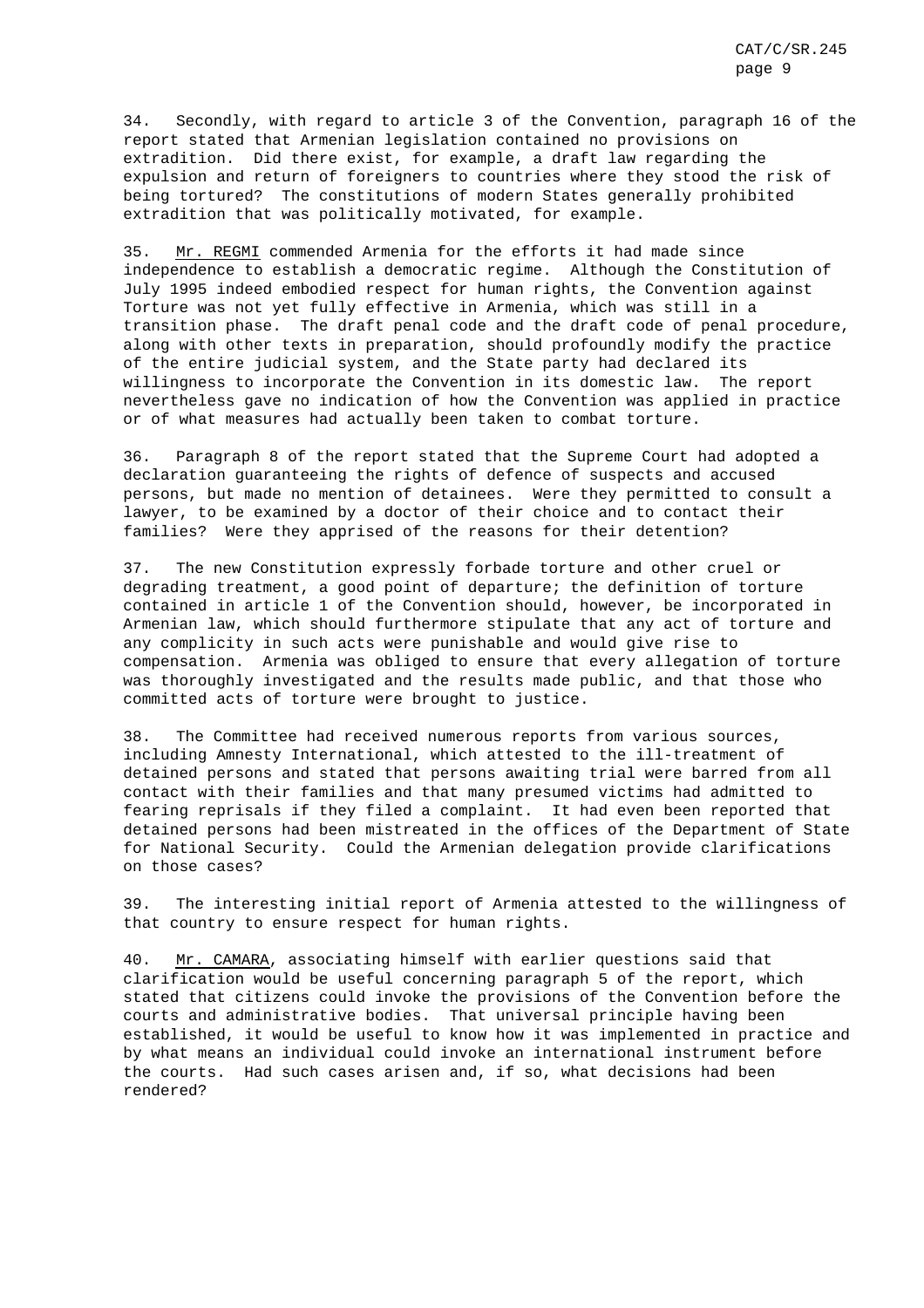34. Secondly, with regard to article 3 of the Convention, paragraph 16 of the report stated that Armenian legislation contained no provisions on extradition. Did there exist, for example, a draft law regarding the expulsion and return of foreigners to countries where they stood the risk of being tortured? The constitutions of modern States generally prohibited extradition that was politically motivated, for example.

35. Mr. REGMI commended Armenia for the efforts it had made since independence to establish a democratic regime. Although the Constitution of July 1995 indeed embodied respect for human rights, the Convention against Torture was not yet fully effective in Armenia, which was still in a transition phase. The draft penal code and the draft code of penal procedure, along with other texts in preparation, should profoundly modify the practice of the entire judicial system, and the State party had declared its willingness to incorporate the Convention in its domestic law. The report nevertheless gave no indication of how the Convention was applied in practice or of what measures had actually been taken to combat torture.

36. Paragraph 8 of the report stated that the Supreme Court had adopted a declaration guaranteeing the rights of defence of suspects and accused persons, but made no mention of detainees. Were they permitted to consult a lawyer, to be examined by a doctor of their choice and to contact their families? Were they apprised of the reasons for their detention?

37. The new Constitution expressly forbade torture and other cruel or degrading treatment, a good point of departure; the definition of torture contained in article 1 of the Convention should, however, be incorporated in Armenian law, which should furthermore stipulate that any act of torture and any complicity in such acts were punishable and would give rise to compensation. Armenia was obliged to ensure that every allegation of torture was thoroughly investigated and the results made public, and that those who committed acts of torture were brought to justice.

38. The Committee had received numerous reports from various sources, including Amnesty International, which attested to the ill-treatment of detained persons and stated that persons awaiting trial were barred from all contact with their families and that many presumed victims had admitted to fearing reprisals if they filed a complaint. It had even been reported that detained persons had been mistreated in the offices of the Department of State for National Security. Could the Armenian delegation provide clarifications on those cases?

39. The interesting initial report of Armenia attested to the willingness of that country to ensure respect for human rights.

40. Mr. CAMARA, associating himself with earlier questions said that clarification would be useful concerning paragraph 5 of the report, which stated that citizens could invoke the provisions of the Convention before the courts and administrative bodies. That universal principle having been established, it would be useful to know how it was implemented in practice and by what means an individual could invoke an international instrument before the courts. Had such cases arisen and, if so, what decisions had been rendered?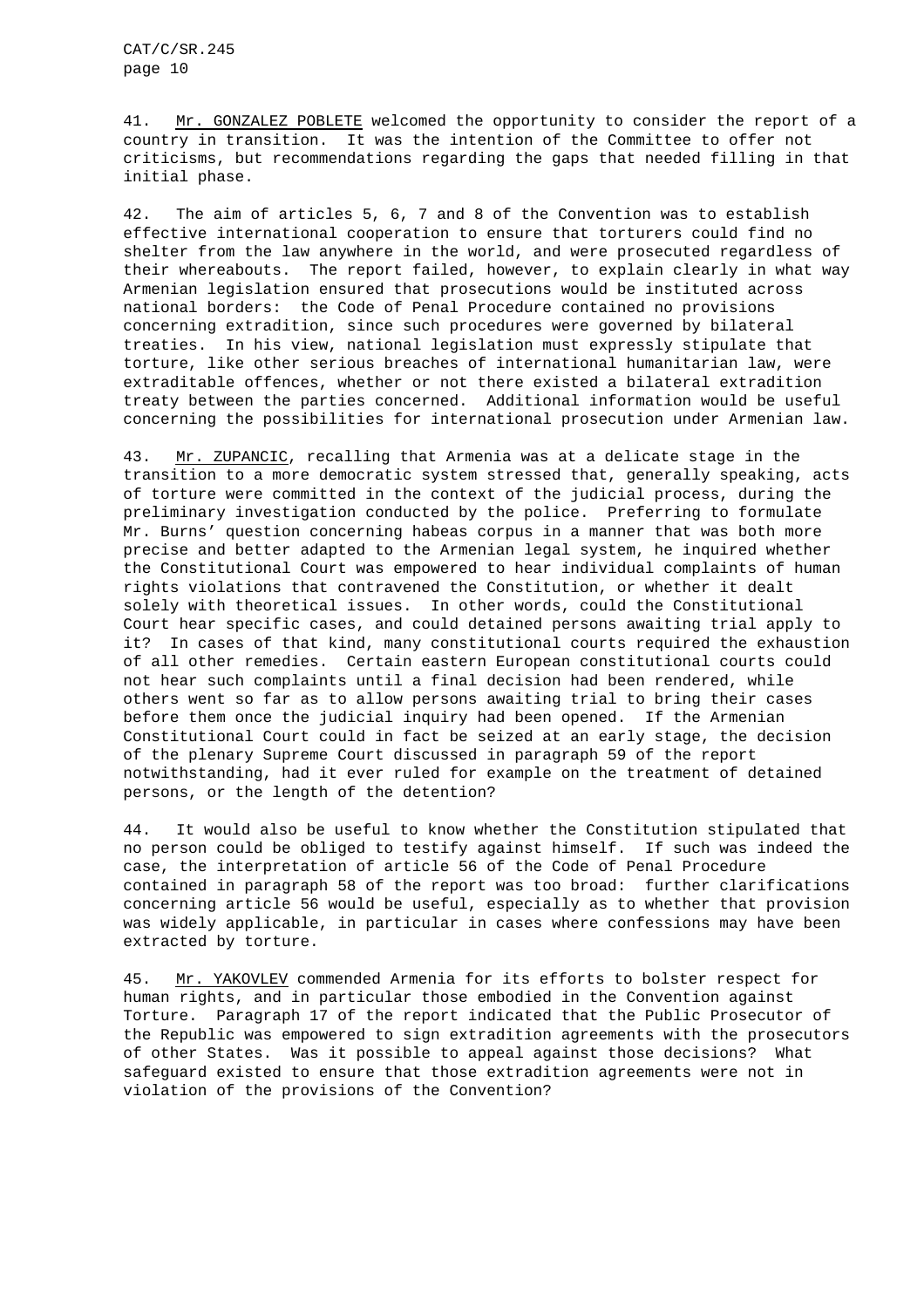41. Mr. GONZALEZ POBLETE welcomed the opportunity to consider the report of a country in transition. It was the intention of the Committee to offer not criticisms, but recommendations regarding the gaps that needed filling in that initial phase.

42. The aim of articles 5, 6, 7 and 8 of the Convention was to establish effective international cooperation to ensure that torturers could find no shelter from the law anywhere in the world, and were prosecuted regardless of their whereabouts. The report failed, however, to explain clearly in what way Armenian legislation ensured that prosecutions would be instituted across national borders: the Code of Penal Procedure contained no provisions concerning extradition, since such procedures were governed by bilateral treaties. In his view, national legislation must expressly stipulate that torture, like other serious breaches of international humanitarian law, were extraditable offences, whether or not there existed a bilateral extradition treaty between the parties concerned. Additional information would be useful concerning the possibilities for international prosecution under Armenian law.

43. Mr. ZUPANCIC, recalling that Armenia was at a delicate stage in the transition to a more democratic system stressed that, generally speaking, acts of torture were committed in the context of the judicial process, during the preliminary investigation conducted by the police. Preferring to formulate Mr. Burns' question concerning habeas corpus in a manner that was both more precise and better adapted to the Armenian legal system, he inquired whether the Constitutional Court was empowered to hear individual complaints of human rights violations that contravened the Constitution, or whether it dealt solely with theoretical issues. In other words, could the Constitutional Court hear specific cases, and could detained persons awaiting trial apply to it? In cases of that kind, many constitutional courts required the exhaustion of all other remedies. Certain eastern European constitutional courts could not hear such complaints until a final decision had been rendered, while others went so far as to allow persons awaiting trial to bring their cases before them once the judicial inquiry had been opened. If the Armenian Constitutional Court could in fact be seized at an early stage, the decision of the plenary Supreme Court discussed in paragraph 59 of the report notwithstanding, had it ever ruled for example on the treatment of detained persons, or the length of the detention?

44. It would also be useful to know whether the Constitution stipulated that no person could be obliged to testify against himself. If such was indeed the case, the interpretation of article 56 of the Code of Penal Procedure contained in paragraph 58 of the report was too broad: further clarifications concerning article 56 would be useful, especially as to whether that provision was widely applicable, in particular in cases where confessions may have been extracted by torture.

45. Mr. YAKOVLEV commended Armenia for its efforts to bolster respect for human rights, and in particular those embodied in the Convention against Torture. Paragraph 17 of the report indicated that the Public Prosecutor of the Republic was empowered to sign extradition agreements with the prosecutors of other States. Was it possible to appeal against those decisions? What safeguard existed to ensure that those extradition agreements were not in violation of the provisions of the Convention?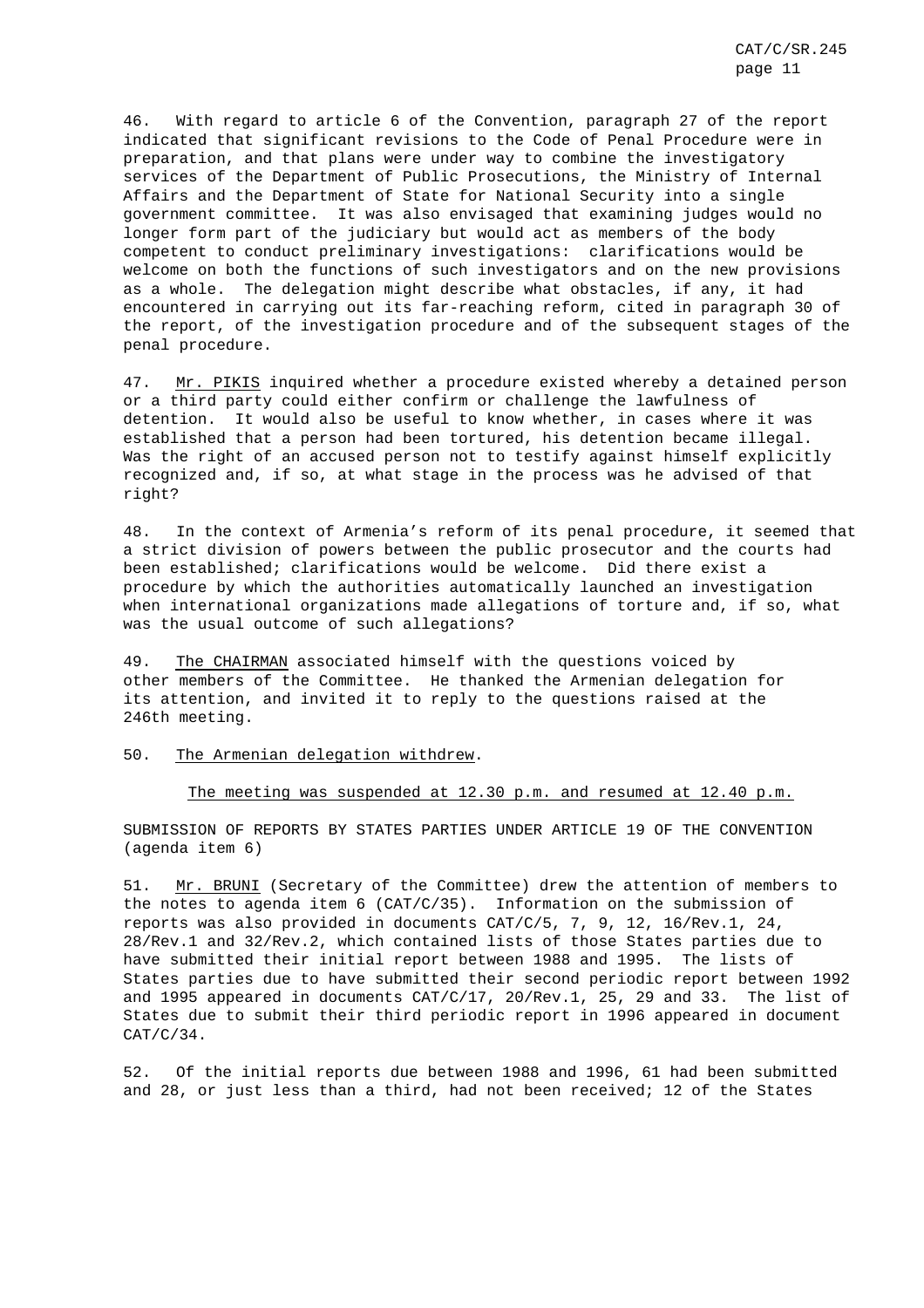46. With regard to article 6 of the Convention, paragraph 27 of the report indicated that significant revisions to the Code of Penal Procedure were in preparation, and that plans were under way to combine the investigatory services of the Department of Public Prosecutions, the Ministry of Internal Affairs and the Department of State for National Security into a single government committee. It was also envisaged that examining judges would no longer form part of the judiciary but would act as members of the body competent to conduct preliminary investigations: clarifications would be welcome on both the functions of such investigators and on the new provisions as a whole. The delegation might describe what obstacles, if any, it had encountered in carrying out its far-reaching reform, cited in paragraph 30 of the report, of the investigation procedure and of the subsequent stages of the penal procedure.

47. Mr. PIKIS inquired whether a procedure existed whereby a detained person or a third party could either confirm or challenge the lawfulness of detention. It would also be useful to know whether, in cases where it was established that a person had been tortured, his detention became illegal. Was the right of an accused person not to testify against himself explicitly recognized and, if so, at what stage in the process was he advised of that right?

48. In the context of Armenia's reform of its penal procedure, it seemed that a strict division of powers between the public prosecutor and the courts had been established; clarifications would be welcome. Did there exist a procedure by which the authorities automatically launched an investigation when international organizations made allegations of torture and, if so, what was the usual outcome of such allegations?

49. The CHAIRMAN associated himself with the questions voiced by other members of the Committee. He thanked the Armenian delegation for its attention, and invited it to reply to the questions raised at the 246th meeting.

50. The Armenian delegation withdrew.

The meeting was suspended at 12.30 p.m. and resumed at 12.40 p.m.

SUBMISSION OF REPORTS BY STATES PARTIES UNDER ARTICLE 19 OF THE CONVENTION (agenda item 6)

51. Mr. BRUNI (Secretary of the Committee) drew the attention of members to the notes to agenda item 6 (CAT/C/35). Information on the submission of reports was also provided in documents CAT/C/5, 7, 9, 12, 16/Rev.1, 24, 28/Rev.1 and 32/Rev.2, which contained lists of those States parties due to have submitted their initial report between 1988 and 1995. The lists of States parties due to have submitted their second periodic report between 1992 and 1995 appeared in documents CAT/C/17, 20/Rev.1, 25, 29 and 33. The list of States due to submit their third periodic report in 1996 appeared in document CAT/C/34.

52. Of the initial reports due between 1988 and 1996, 61 had been submitted and 28, or just less than a third, had not been received; 12 of the States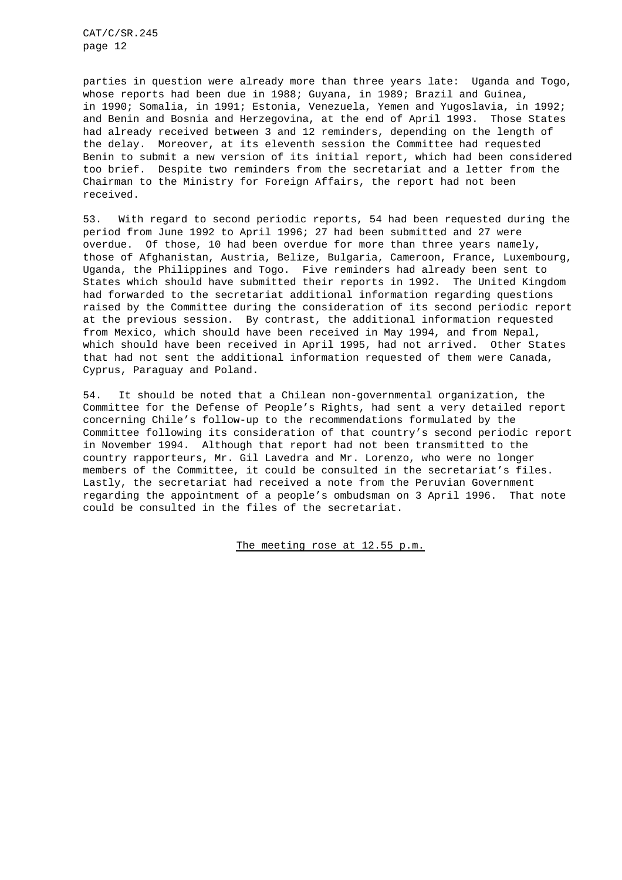parties in question were already more than three years late: Uganda and Togo, whose reports had been due in 1988; Guyana, in 1989; Brazil and Guinea, in 1990; Somalia, in 1991; Estonia, Venezuela, Yemen and Yugoslavia, in 1992; and Benin and Bosnia and Herzegovina, at the end of April 1993. Those States had already received between 3 and 12 reminders, depending on the length of the delay. Moreover, at its eleventh session the Committee had requested Benin to submit a new version of its initial report, which had been considered too brief. Despite two reminders from the secretariat and a letter from the Chairman to the Ministry for Foreign Affairs, the report had not been received.

53. With regard to second periodic reports, 54 had been requested during the period from June 1992 to April 1996; 27 had been submitted and 27 were overdue. Of those, 10 had been overdue for more than three years namely, those of Afghanistan, Austria, Belize, Bulgaria, Cameroon, France, Luxembourg, Uganda, the Philippines and Togo. Five reminders had already been sent to States which should have submitted their reports in 1992. The United Kingdom had forwarded to the secretariat additional information regarding questions raised by the Committee during the consideration of its second periodic report at the previous session. By contrast, the additional information requested from Mexico, which should have been received in May 1994, and from Nepal, which should have been received in April 1995, had not arrived. Other States that had not sent the additional information requested of them were Canada, Cyprus, Paraguay and Poland.

54. It should be noted that a Chilean non-governmental organization, the Committee for the Defense of People's Rights, had sent a very detailed report concerning Chile's follow-up to the recommendations formulated by the Committee following its consideration of that country's second periodic report in November 1994. Although that report had not been transmitted to the country rapporteurs, Mr. Gil Lavedra and Mr. Lorenzo, who were no longer members of the Committee, it could be consulted in the secretariat's files. Lastly, the secretariat had received a note from the Peruvian Government regarding the appointment of a people's ombudsman on 3 April 1996. That note could be consulted in the files of the secretariat.

The meeting rose at 12.55 p.m.